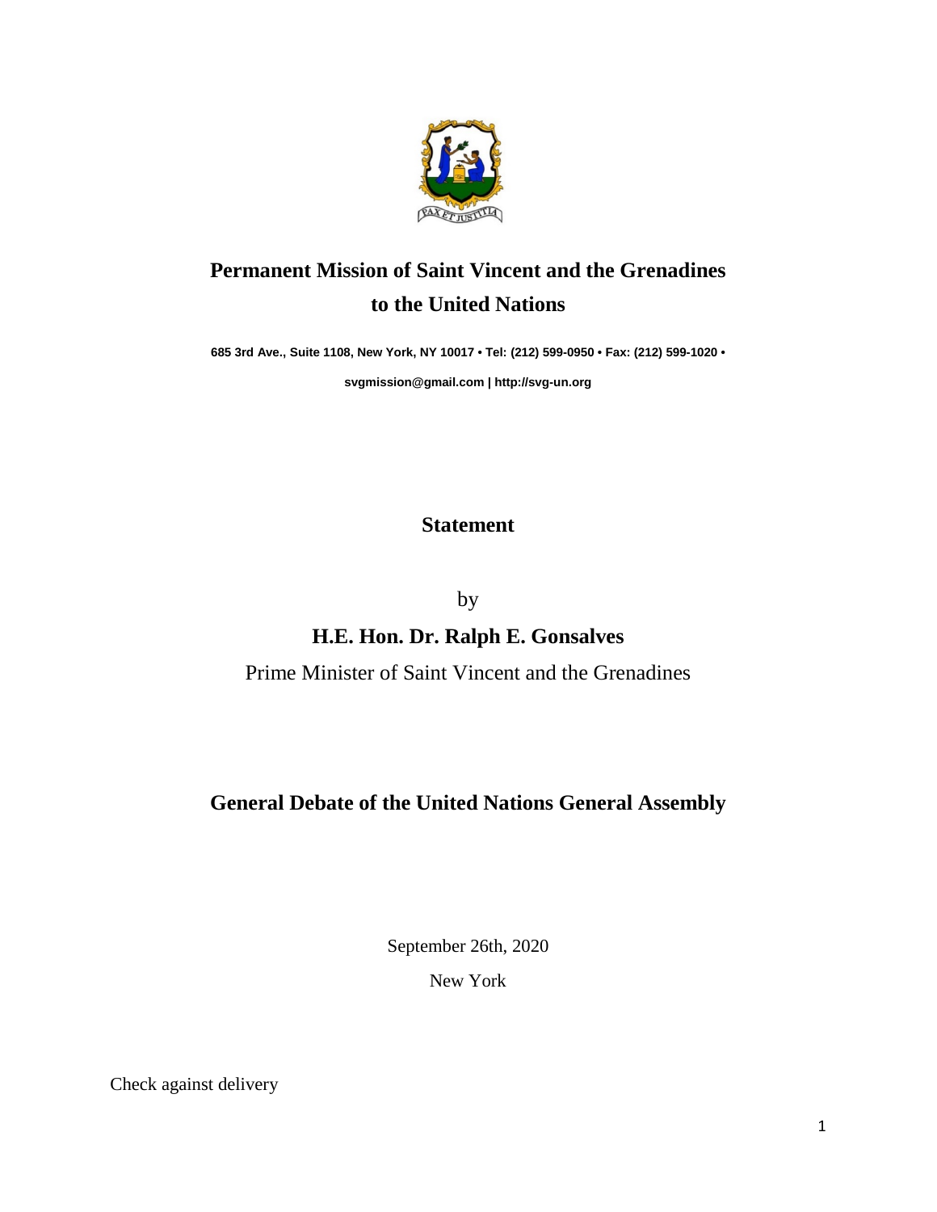**Permanent Mission of Saint Vincent and the Grenadines to the United Nations**

**685 3rd Ave., Suite 1108, New York, NY 10017 • Tel: (212) 599-0950 • Fax: (212) 599-1020 •**

**svgmission@gmail.com | http://svg-un.org**

**Statement**

by

**H.E. Hon. Dr. Ralph E. Gonsalves**

Prime Minister of Saint Vincent and the Grenadines

**General Debate of the United Nations General Assembly**

September 26th, 2020

New York

Check against delivery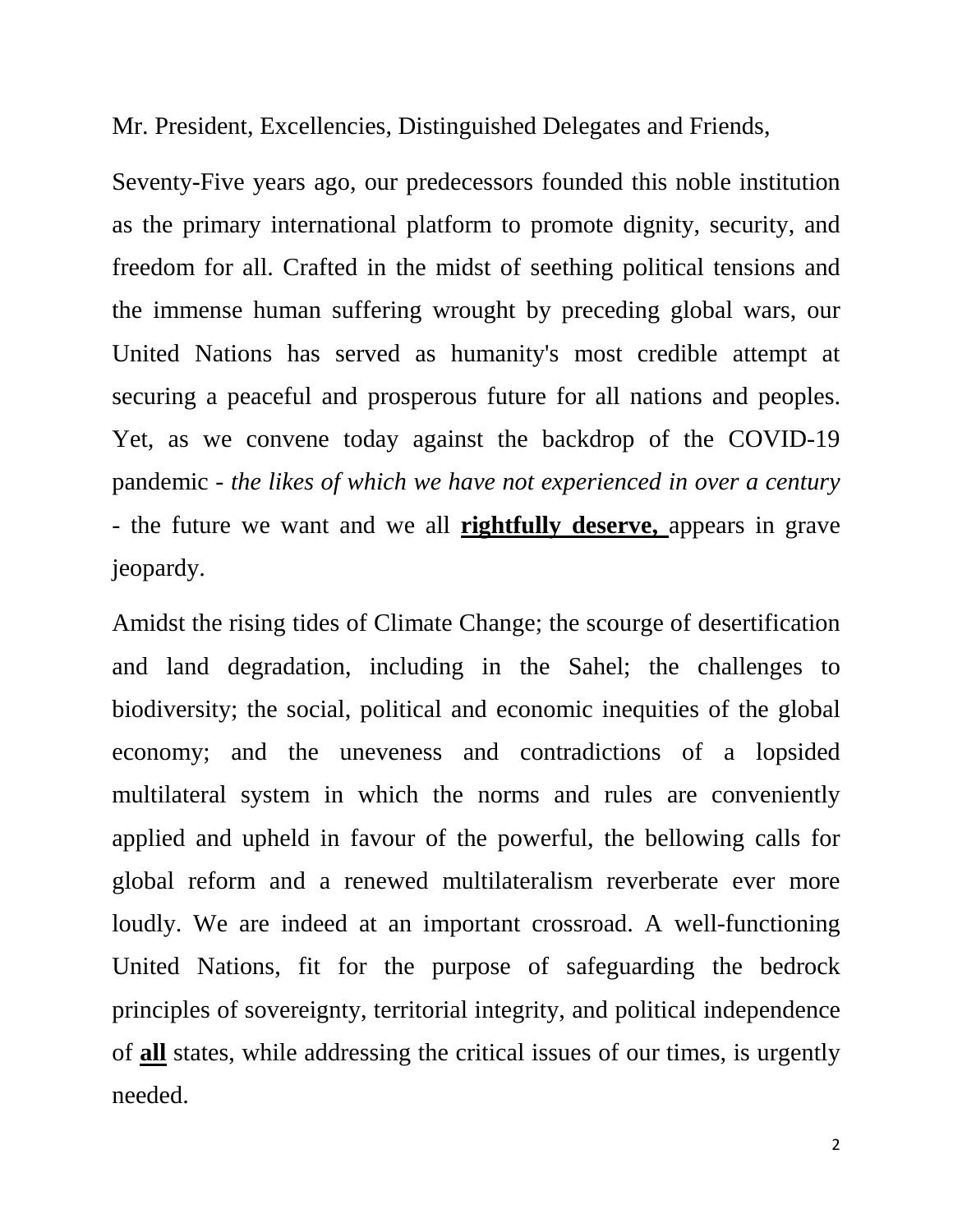Mr. President, Excellencies, Distinguished Delegates and Friends,

Seventy-Five years ago, our predecessors founded this noble institution as the primary international platform to promote dignity, security, and freedom for all. Crafted in the midst of seething political tensions and the immense human suffering wrought by preceding global wars, our United Nations has served as humanity's most credible attempt at securing a peaceful and prosperous future for all nations and peoples. Yet, as we convene today against the backdrop of the COVID-19 pandemic - *the likes of which we have not experienced in over a century* - the future we want and we all **rightfully deserve,** appears in grave jeopardy.

Amidst the rising tides of Climate Change; the scourge of desertification and land degradation, including in the Sahel; the challenges to biodiversity; the social, political and economic inequities of the global economy; and the uneveness and contradictions of a lopsided multilateral system in which the norms and rules are conveniently applied and upheld in favour of the powerful, the bellowing calls for global reform and a renewed multilateralism reverberate ever more loudly. We are indeed at an important crossroad. A well-functioning United Nations, fit for the purpose of safeguarding the bedrock principles of sovereignty, territorial integrity, and political independence of **all** states, while addressing the critical issues of our times, is urgently needed.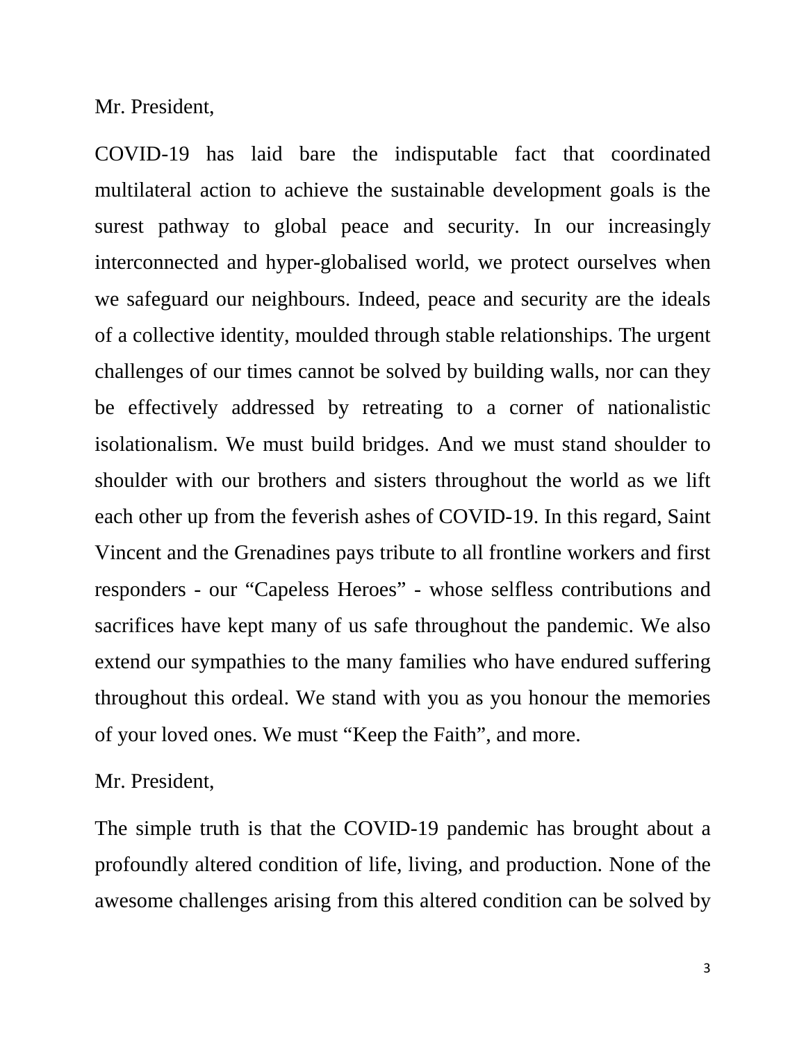Mr. President,

COVID-19 has laid bare the indisputable fact that coordinated multilateral action to achieve the sustainable development goals is the surest pathway to global peace and security. In our increasingly interconnected and hyper-globalised world, we protect ourselves when we safeguard our neighbours. Indeed, peace and security are the ideals of a collective identity, moulded through stable relationships. The urgent challenges of our times cannot be solved by building walls, nor can they be effectively addressed by retreating to a corner of nationalistic isolationalism. We must build bridges. And we must stand shoulder to shoulder with our brothers and sisters throughout the world as we lift each other up from the feverish ashes of COVID-19. In this regard, Saint Vincent and the Grenadines pays tribute to all frontline workers and first responders - our "Capeless Heroes" - whose selfless contributions and sacrifices have kept many of us safe throughout the pandemic. We also extend our sympathies to the many families who have endured suffering throughout this ordeal. We stand with you as you honour the memories of your loved ones. We must "Keep the Faith", and more.

Mr. President,

The simple truth is that the COVID-19 pandemic has brought about a profoundly altered condition of life, living, and production. None of the awesome challenges arising from this altered condition can be solved by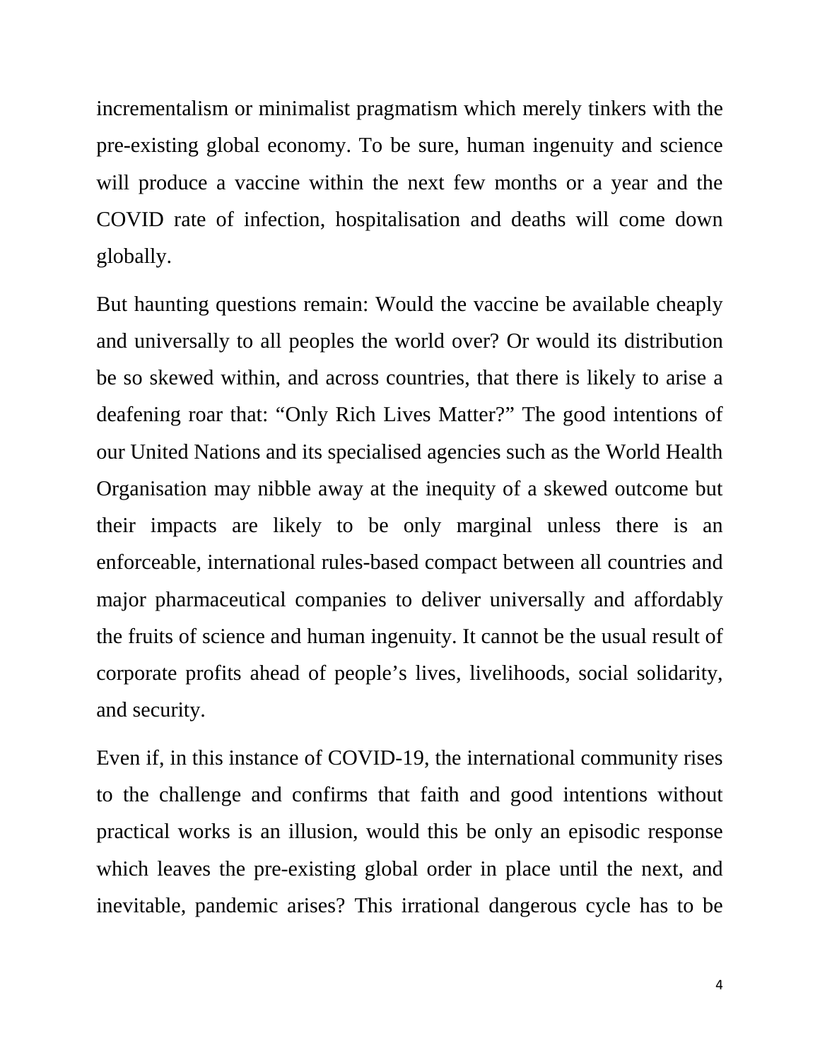incrementalism or minimalist pragmatism which merely tinkers with the pre-existing global economy. To be sure, human ingenuity and science will produce a vaccine within the next few months or a year and the COVID rate of infection, hospitalisation and deaths will come down globally.

But haunting questions remain: Would the vaccine be available cheaply and universally to all peoples the world over? Or would its distribution be so skewed within, and across countries, that there is likely to arise a deafening roar that: "Only Rich Lives Matter?" The good intentions of our United Nations and its specialised agencies such as the World Health Organisation may nibble away at the inequity of a skewed outcome but their impacts are likely to be only marginal unless there is an enforceable, international rules-based compact between all countries and major pharmaceutical companies to deliver universally and affordably the fruits of science and human ingenuity. It cannot be the usual result of corporate profits ahead of people's lives, livelihoods, social solidarity, and security.

Even if, in this instance of COVID-19, the international community rises to the challenge and confirms that faith and good intentions without practical works is an illusion, would this be only an episodic response which leaves the pre-existing global order in place until the next, and inevitable, pandemic arises? This irrational dangerous cycle has to be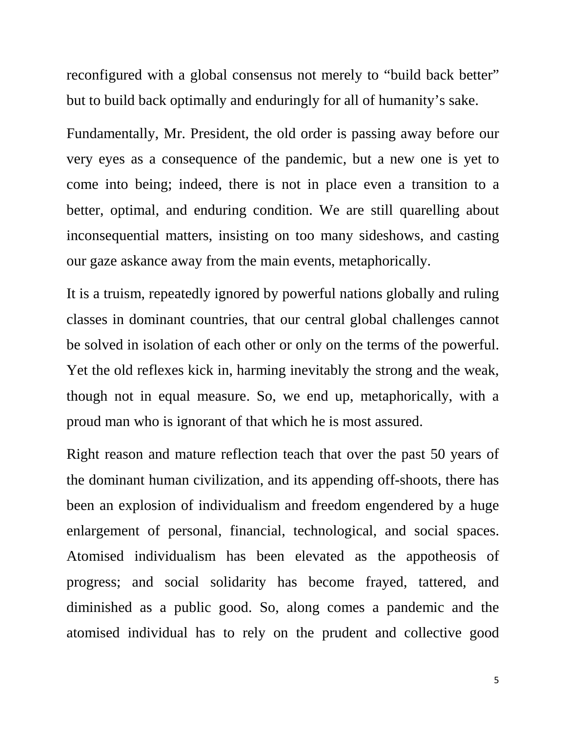reconfigured with a global consensus not merely to "build back better" but to build back optimally and enduringly for all of humanity's sake.

Fundamentally, Mr. President, the old order is passing away before our very eyes as a consequence of the pandemic, but a new one is yet to come into being; indeed, there is not in place even a transition to a better, optimal, and enduring condition. We are still quarelling about inconsequential matters, insisting on too many sideshows, and casting our gaze askance away from the main events, metaphorically.

It is a truism, repeatedly ignored by powerful nations globally and ruling classes in dominant countries, that our central global challenges cannot be solved in isolation of each other or only on the terms of the powerful. Yet the old reflexes kick in, harming inevitably the strong and the weak, though not in equal measure. So, we end up, metaphorically, with a proud man who is ignorant of that which he is most assured.

Right reason and mature reflection teach that over the past 50 years of the dominant human civilization, and its appending off-shoots, there has been an explosion of individualism and freedom engendered by a huge enlargement of personal, financial, technological, and social spaces. Atomised individualism has been elevated as the appotheosis of progress; and social solidarity has become frayed, tattered, and diminished as a public good. So, along comes a pandemic and the atomised individual has to rely on the prudent and collective good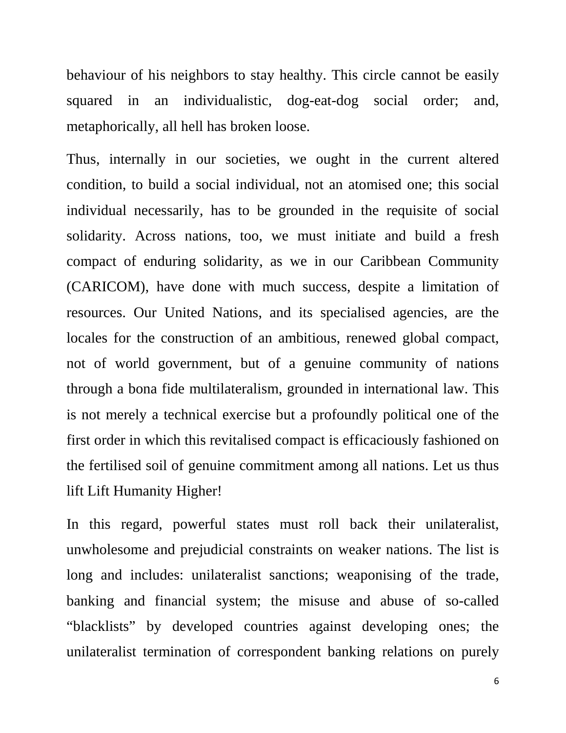behaviour of his neighbors to stay healthy. This circle cannot be easily squared in an individualistic, dog-eat-dog social order; and, metaphorically, all hell has broken loose.

Thus, internally in our societies, we ought in the current altered condition, to build a social individual, not an atomised one; this social individual necessarily, has to be grounded in the requisite of social solidarity. Across nations, too, we must initiate and build a fresh compact of enduring solidarity, as we in our Caribbean Community (CARICOM), have done with much success, despite a limitation of resources. Our United Nations, and its specialised agencies, are the locales for the construction of an ambitious, renewed global compact, not of world government, but of a genuine community of nations through a bona fide multilateralism, grounded in international law. This is not merely a technical exercise but a profoundly political one of the first order in which this revitalised compact is efficaciously fashioned on the fertilised soil of genuine commitment among all nations. Let us thus lift Lift Humanity Higher!

In this regard, powerful states must roll back their unilateralist, unwholesome and prejudicial constraints on weaker nations. The list is long and includes: unilateralist sanctions; weaponising of the trade, banking and financial system; the misuse and abuse of so-called "blacklists" by developed countries against developing ones; the unilateralist termination of correspondent banking relations on purely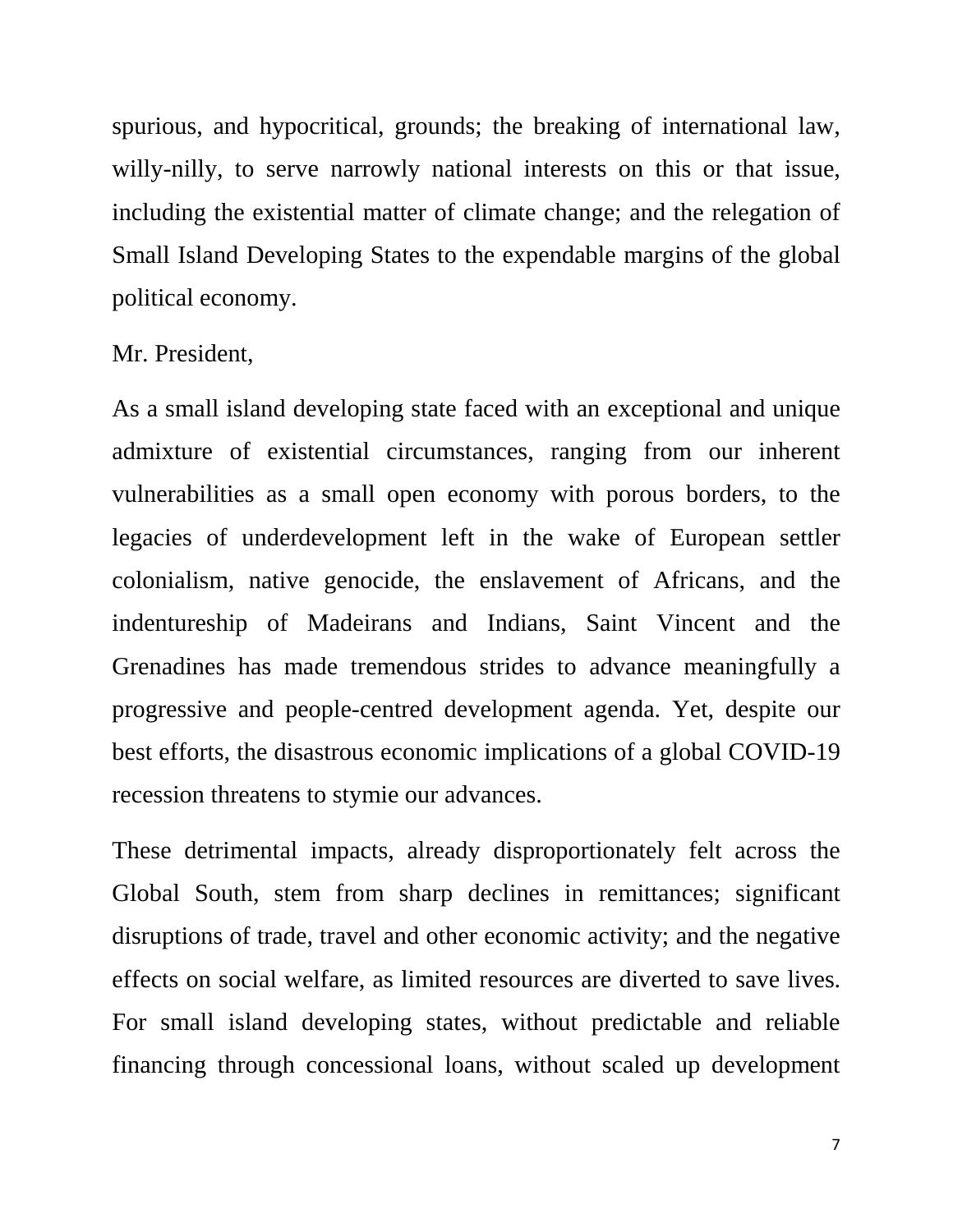spurious, and hypocritical, grounds; the breaking of international law, willy-nilly, to serve narrowly national interests on this or that issue, including the existential matter of climate change; and the relegation of Small Island Developing States to the expendable margins of the global political economy.

Mr. President,

As a small island developing state faced with an exceptional and unique admixture of existential circumstances, ranging from our inherent vulnerabilities as a small open economy with porous borders, to the legacies of underdevelopment left in the wake of European settler colonialism, native genocide, the enslavement of Africans, and the indentureship of Madeirans and Indians, Saint Vincent and the Grenadines has made tremendous strides to advance meaningfully a progressive and people-centred development agenda. Yet, despite our best efforts, the disastrous economic implications of a global COVID-19 recession threatens to stymie our advances.

These detrimental impacts, already disproportionately felt across the Global South, stem from sharp declines in remittances; significant disruptions of trade, travel and other economic activity; and the negative effects on social welfare, as limited resources are diverted to save lives. For small island developing states, without predictable and reliable financing through concessional loans, without scaled up development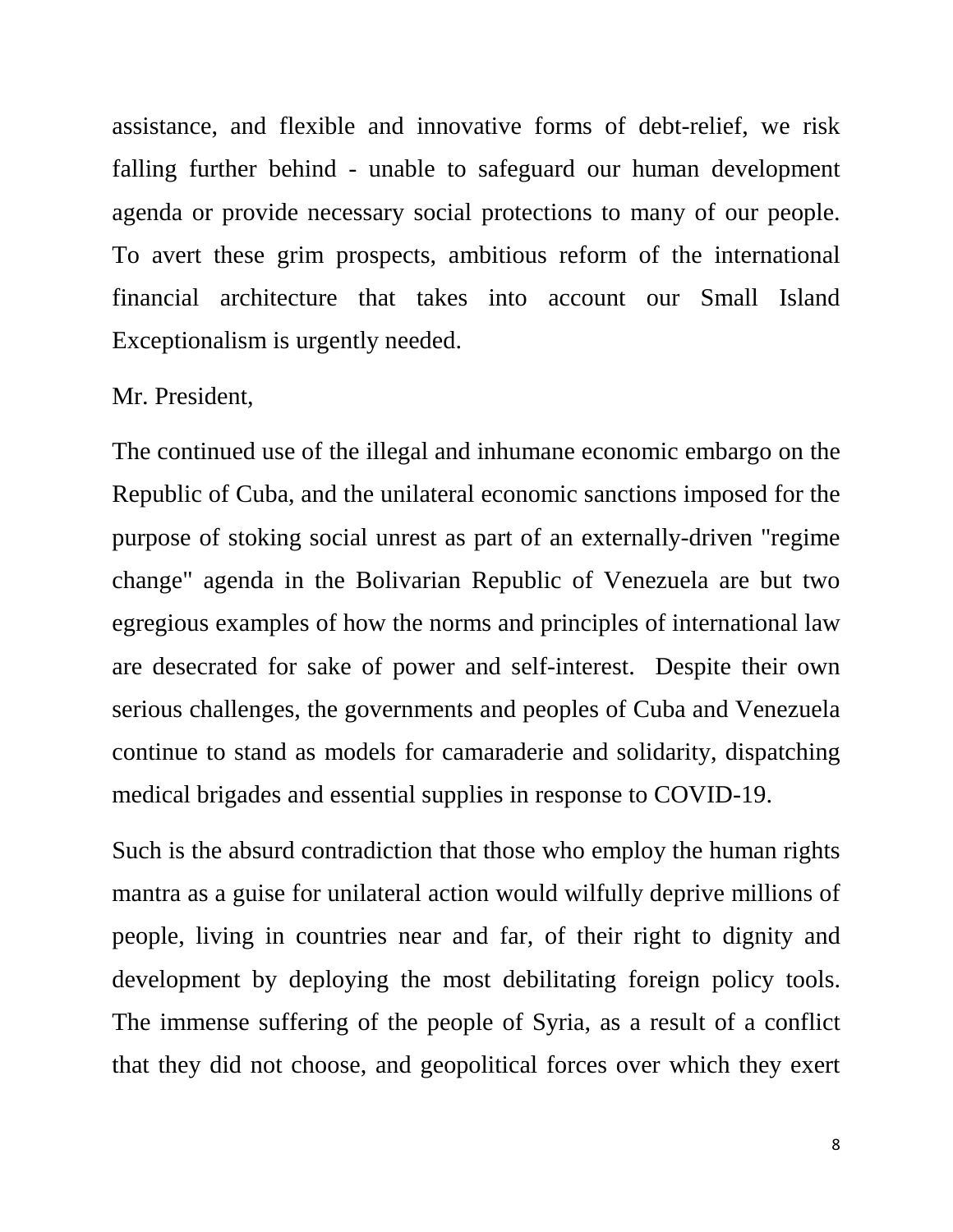assistance, and flexible and innovative forms of debt-relief, we risk falling further behind - unable to safeguard our human development agenda or provide necessary social protections to many of our people. To avert these grim prospects, ambitious reform of the international financial architecture that takes into account our Small Island Exceptionalism is urgently needed.

Mr. President,

The continued use of the illegal and inhumane economic embargo on the Republic of Cuba, and the unilateral economic sanctions imposed for the purpose of stoking social unrest as part of an externally-driven "regime change" agenda in the Bolivarian Republic of Venezuela are but two egregious examples of how the norms and principles of international law are desecrated for sake of power and self-interest. Despite their own serious challenges, the governments and peoples of Cuba and Venezuela continue to stand as models for camaraderie and solidarity, dispatching medical brigades and essential supplies in response to COVID-19.

Such is the absurd contradiction that those who employ the human rights mantra as a guise for unilateral action would wilfully deprive millions of people, living in countries near and far, of their right to dignity and development by deploying the most debilitating foreign policy tools. The immense suffering of the people of Syria, as a result of a conflict that they did not choose, and geopolitical forces over which they exert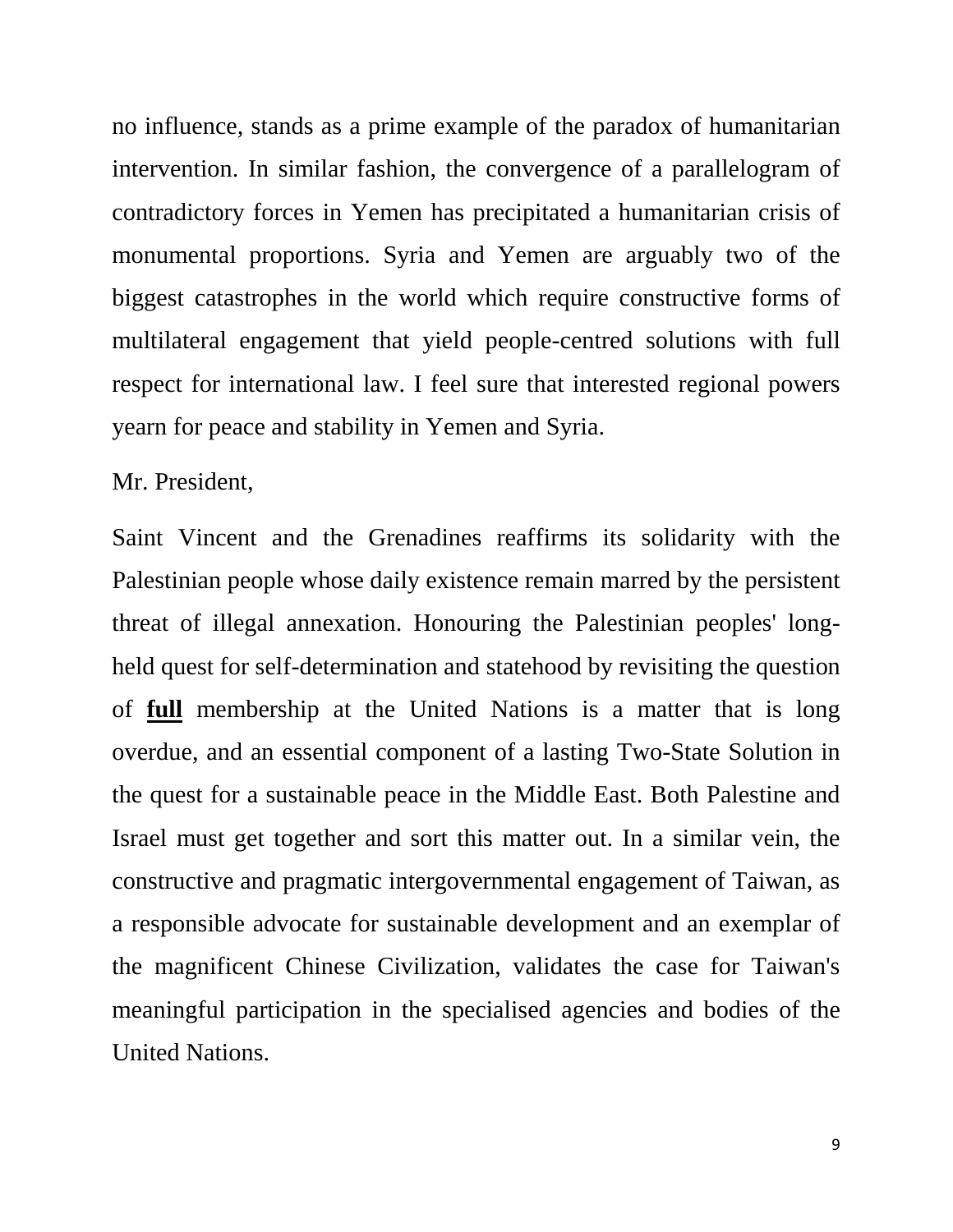no influence, stands as a prime example of the paradox of humanitarian intervention. In similar fashion, the convergence of a parallelogram of contradictory forces in Yemen has precipitated a humanitarian crisis of monumental proportions. Syria and Yemen are arguably two of the biggest catastrophes in the world which require constructive forms of multilateral engagement that yield people-centred solutions with full respect for international law. I feel sure that interested regional powers yearn for peace and stability in Yemen and Syria.

Mr. President,

Saint Vincent and the Grenadines reaffirms its solidarity with the Palestinian people whose daily existence remain marred by the persistent threat of illegal annexation. Honouring the Palestinian peoples' long-held quest for self-determination and statehood by revisiting the question of <u>**full**</u> membership at the United Nations is a matter that is long overdue, and an essential component of a lasting Two-State Solution in the quest for a sustainable peace in the Middle East. Both Palestine and Israel must get together and sort this matter out. In a similar vein, the constructive and pragmatic intergovernmental engagement of Taiwan, as a responsible advocate for sustainable development and an exemplar of the magnificent Chinese Civilization, validates the case for Taiwan's meaningful participation in the specialised agencies and bodies of the United Nations.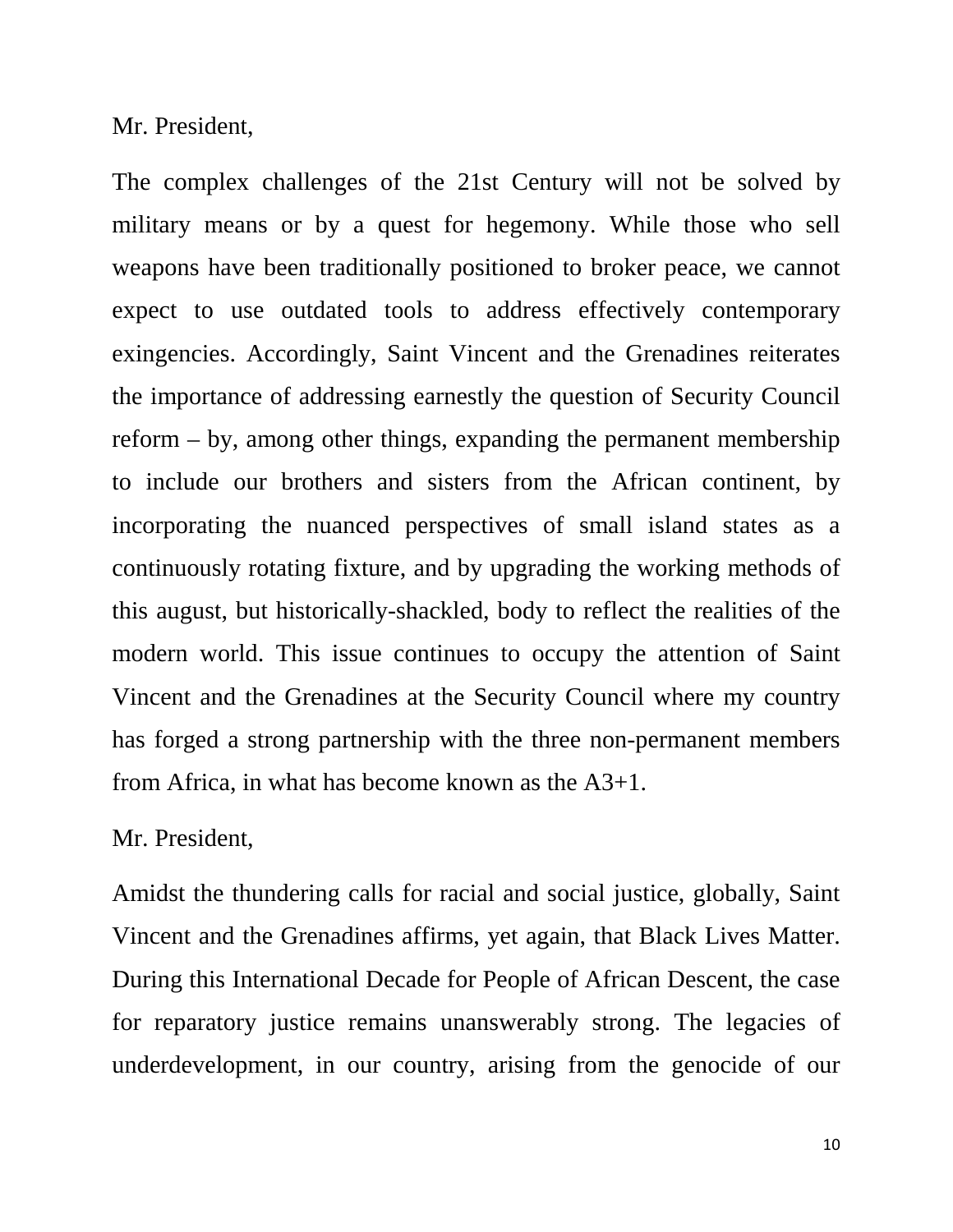Mr. President,

The complex challenges of the 21st Century will not be solved by military means or by a quest for hegemony. While those who sell weapons have been traditionally positioned to broker peace, we cannot expect to use outdated tools to address effectively contemporary exingencies. Accordingly, Saint Vincent and the Grenadines reiterates the importance of addressing earnestly the question of Security Council reform – by, among other things, expanding the permanent membership to include our brothers and sisters from the African continent, by incorporating the nuanced perspectives of small island states as a continuously rotating fixture, and by upgrading the working methods of this august, but historically-shackled, body to reflect the realities of the modern world. This issue continues to occupy the attention of Saint Vincent and the Grenadines at the Security Council where my country has forged a strong partnership with the three non-permanent members from Africa, in what has become known as the A3+1.

Mr. President,

Amidst the thundering calls for racial and social justice, globally, Saint Vincent and the Grenadines affirms, yet again, that Black Lives Matter. During this International Decade for People of African Descent, the case for reparatory justice remains unanswerably strong. The legacies of underdevelopment, in our country, arising from the genocide of our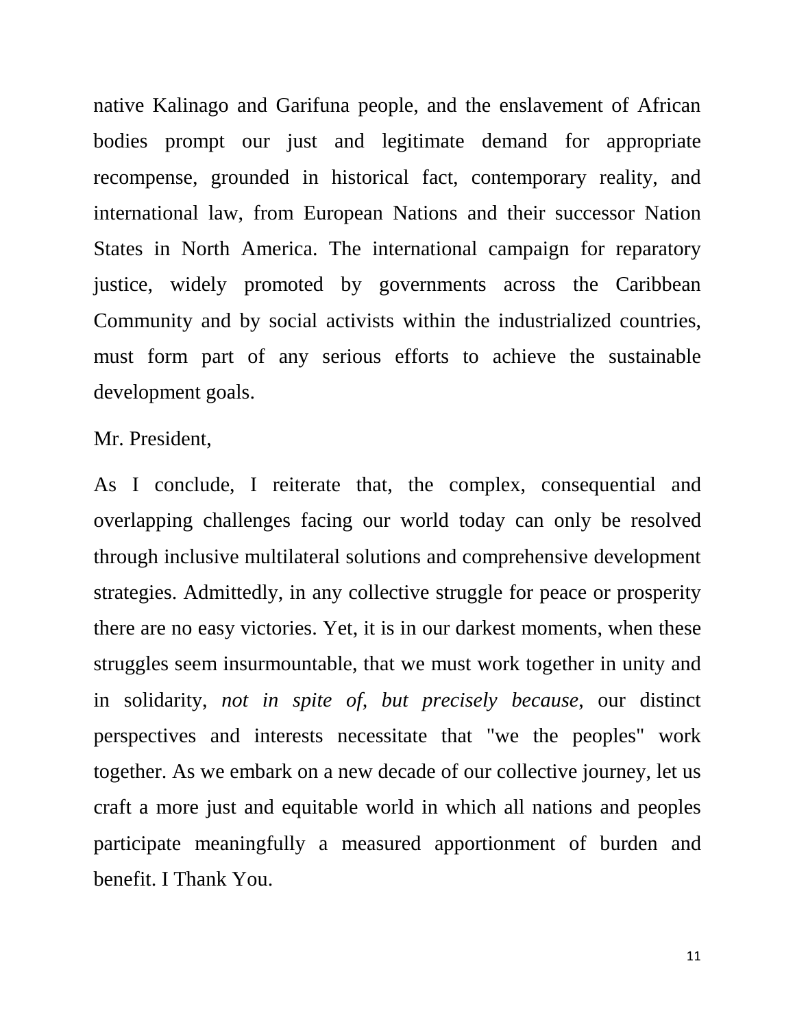native Kalinago and Garifuna people, and the enslavement of African bodies prompt our just and legitimate demand for appropriate recompense, grounded in historical fact, contemporary reality, and international law, from European Nations and their successor Nation States in North America. The international campaign for reparatory justice, widely promoted by governments across the Caribbean Community and by social activists within the industrialized countries, must form part of any serious efforts to achieve the sustainable development goals.

Mr. President,

As I conclude, I reiterate that, the complex, consequential and overlapping challenges facing our world today can only be resolved through inclusive multilateral solutions and comprehensive development strategies. Admittedly, in any collective struggle for peace or prosperity there are no easy victories. Yet, it is in our darkest moments, when these struggles seem insurmountable, that we must work together in unity and in solidarity, *not in spite of, but precisely because*, our distinct perspectives and interests necessitate that "we the peoples" work together. As we embark on a new decade of our collective journey, let us craft a more just and equitable world in which all nations and peoples participate meaningfully a measured apportionment of burden and benefit. I Thank You.